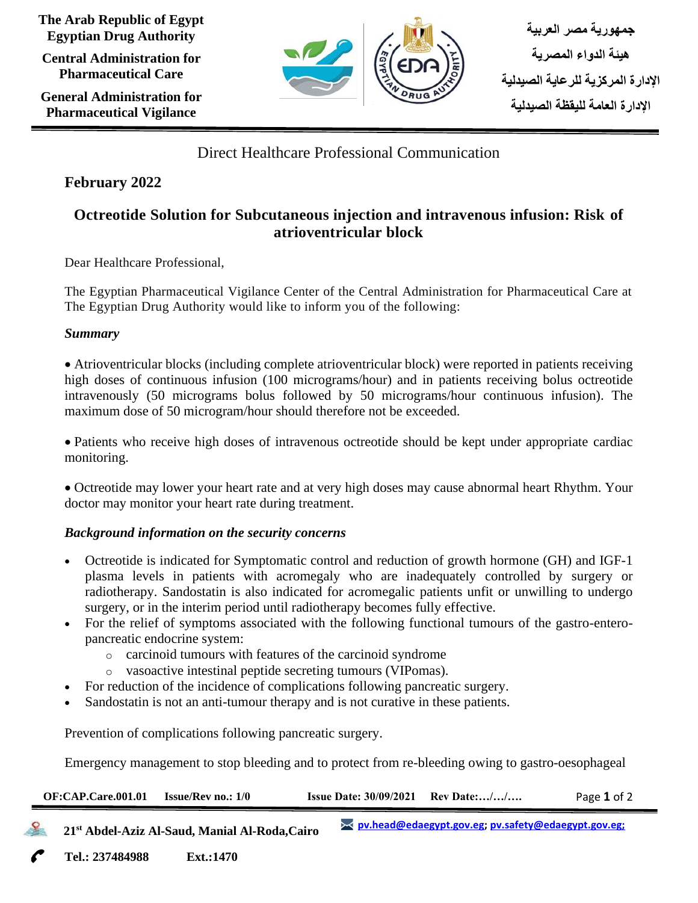The Arab Republic of Egypt
Egyptian Drug Authority

Central Administration for Pharmaceutical Care

General Administration for Pharmaceutical Vigilance

جمهورية مصر العربية

هيئة الدواء المصرية

الإدارة المركزية للرعاية الصيدلية

الإدارة العامة لليقظة الصيدلية

Direct Healthcare Professional Communication

**February 2022**

## Octreotide Solution for Subcutaneous injection and intravenous infusion: Risk of atrioventricular block

Dear Healthcare Professional,

The Egyptian Pharmaceutical Vigilance Center of the Central Administration for Pharmaceutical Care at The Egyptian Drug Authority would like to inform you of the following:

***Summary***

- Atrioventricular blocks (including complete atrioventricular block) were reported in patients receiving high doses of continuous infusion (100 micrograms/hour) and in patients receiving bolus octreotide intravenously (50 micrograms bolus followed by 50 micrograms/hour continuous infusion). The maximum dose of 50 microgram/hour should therefore not be exceeded.

- Patients who receive high doses of intravenous octreotide should be kept under appropriate cardiac monitoring.

- Octreotide may lower your heart rate and at very high doses may cause abnormal heart Rhythm. Your doctor may monitor your heart rate during treatment.

***Background information on the security concerns***

- Octreotide is indicated for Symptomatic control and reduction of growth hormone (GH) and IGF-1 plasma levels in patients with acromegaly who are inadequately controlled by surgery or radiotherapy. Sandostatin is also indicated for acromegalic patients unfit or unwilling to undergo surgery, or in the interim period until radiotherapy becomes fully effective.
- For the relief of symptoms associated with the following functional tumours of the gastro-entero-pancreatic endocrine system:
  - carcinoid tumours with features of the carcinoid syndrome
  - vasoactive intestinal peptide secreting tumours (VIPomas).
- For reduction of the incidence of complications following pancreatic surgery.
- Sandostatin is not an anti-tumour therapy and is not curative in these patients.

Prevention of complications following pancreatic surgery.

Emergency management to stop bleeding and to protect from re-bleeding owing to gastro-oesophageal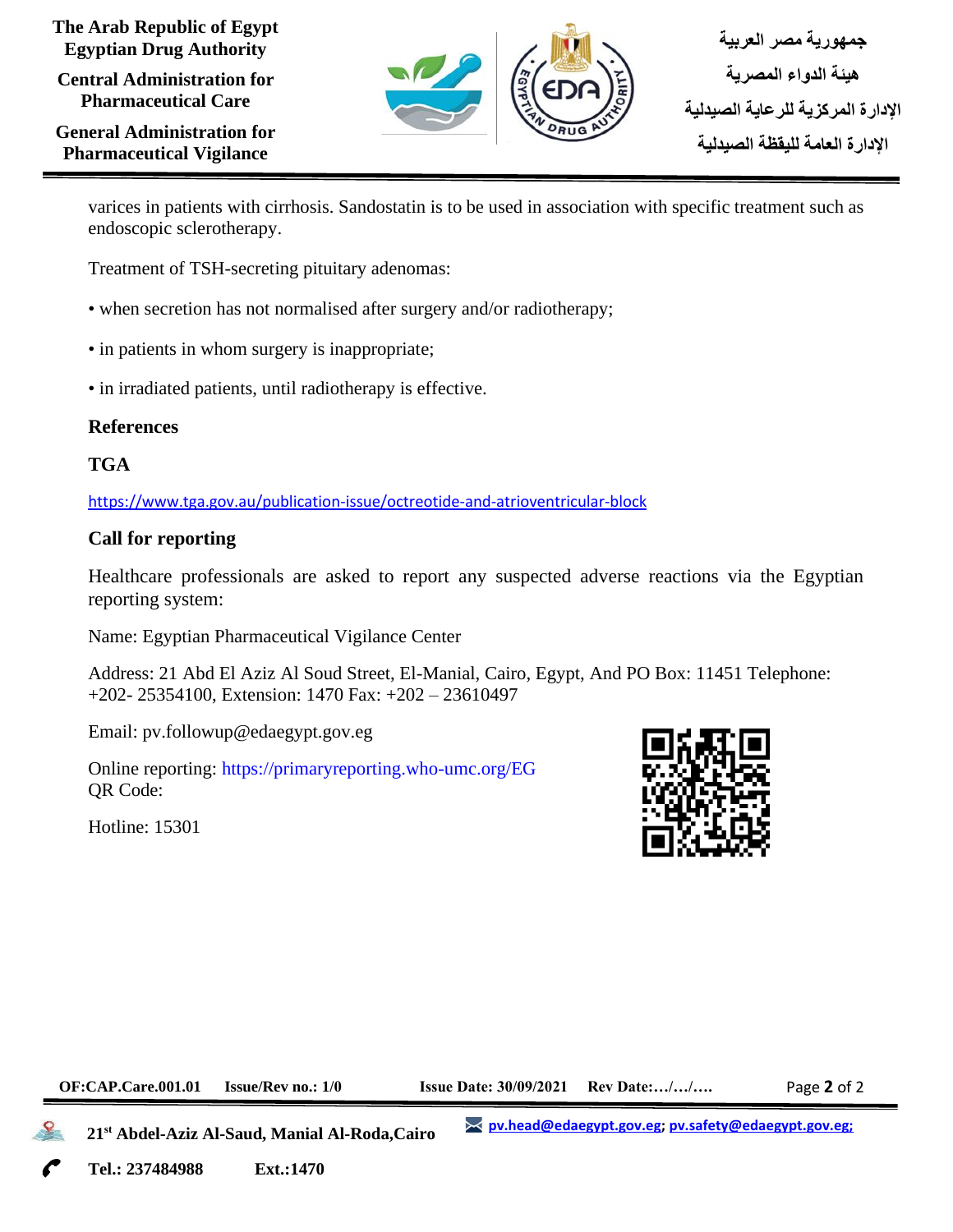varices in patients with cirrhosis. Sandostatin is to be used in association with specific treatment such as endoscopic sclerotherapy.

Treatment of TSH-secreting pituitary adenomas:

• when secretion has not normalised after surgery and/or radiotherapy;

• in patients in whom surgery is inappropriate;

• in irradiated patients, until radiotherapy is effective.

**References**

**TGA**

https://www.tga.gov.au/publication-issue/octreotide-and-atrioventricular-block

**Call for reporting**

Healthcare professionals are asked to report any suspected adverse reactions via the Egyptian reporting system:

Name: Egyptian Pharmaceutical Vigilance Center

Address: 21 Abd El Aziz Al Soud Street, El-Manial, Cairo, Egypt, And PO Box: 11451 Telephone: +202- 25354100, Extension: 1470 Fax: +202 – 23610497

Email: pv.followup@edaegypt.gov.eg

Online reporting: https://primaryreporting.who-umc.org/EG
QR Code:

Hotline: 15301